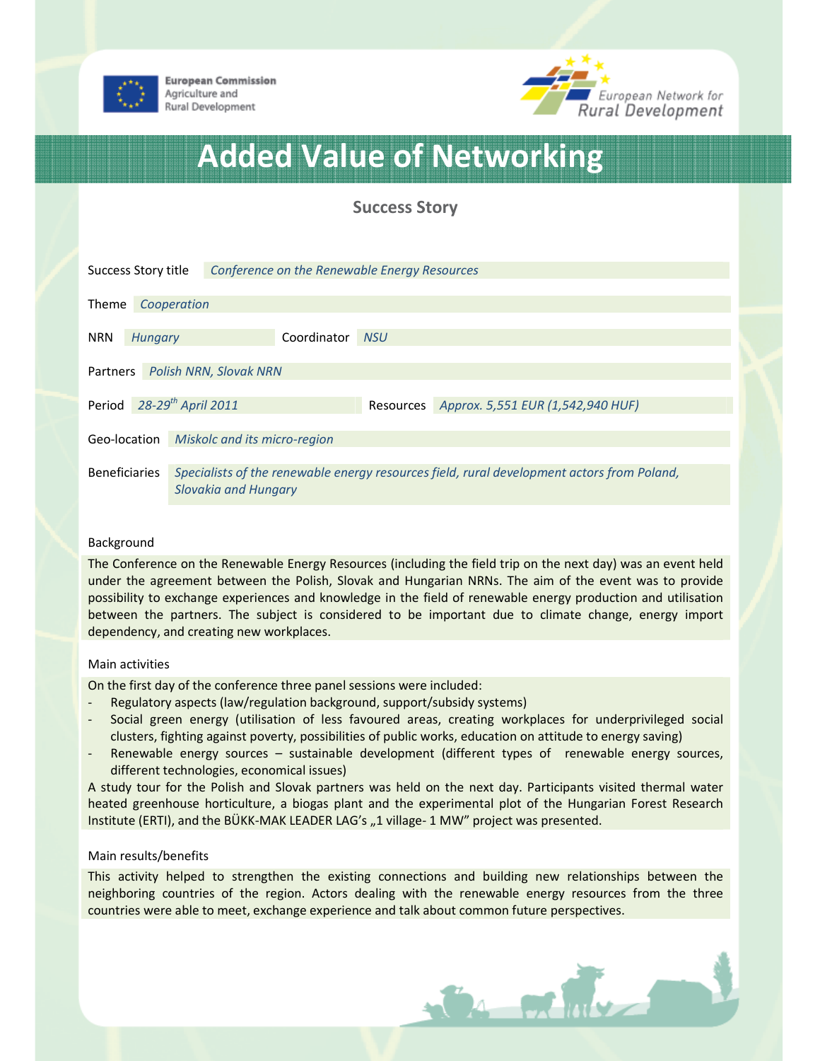European Commission
Agriculture and
Rural Development

European Network for
Rural Development

# Added Value of Networking

## Success Story

| | |
|---|---|
| Success Story title | *Conference on the Renewable Energy Resources* |
| Theme | *Cooperation* |
| NRN | *Hungary* |
| Coordinator | *NSU* |
| Partners | *Polish NRN, Slovak NRN* |
| Period | *28-29th April 2011* |
| Resources | *Approx. 5,551 EUR (1,542,940 HUF)* |
| Geo-location | *Miskolc and its micro-region* |
| Beneficiaries | *Specialists of the renewable energy resources field, rural development actors from Poland, Slovakia and Hungary* |

### Background

The Conference on the Renewable Energy Resources (including the field trip on the next day) was an event held under the agreement between the Polish, Slovak and Hungarian NRNs. The aim of the event was to provide possibility to exchange experiences and knowledge in the field of renewable energy production and utilisation between the partners. The subject is considered to be important due to climate change, energy import dependency, and creating new workplaces.

### Main activities

On the first day of the conference three panel sessions were included:

- Regulatory aspects (law/regulation background, support/subsidy systems)
- Social green energy (utilisation of less favoured areas, creating workplaces for underprivileged social clusters, fighting against poverty, possibilities of public works, education on attitude to energy saving)
- Renewable energy sources – sustainable development (different types of renewable energy sources, different technologies, economical issues)

A study tour for the Polish and Slovak partners was held on the next day. Participants visited thermal water heated greenhouse horticulture, a biogas plant and the experimental plot of the Hungarian Forest Research Institute (ERTI), and the BÜKK-MAK LEADER LAG's „1 village- 1 MW" project was presented.

### Main results/benefits

This activity helped to strengthen the existing connections and building new relationships between the neighboring countries of the region. Actors dealing with the renewable energy resources from the three countries were able to meet, exchange experience and talk about common future perspectives.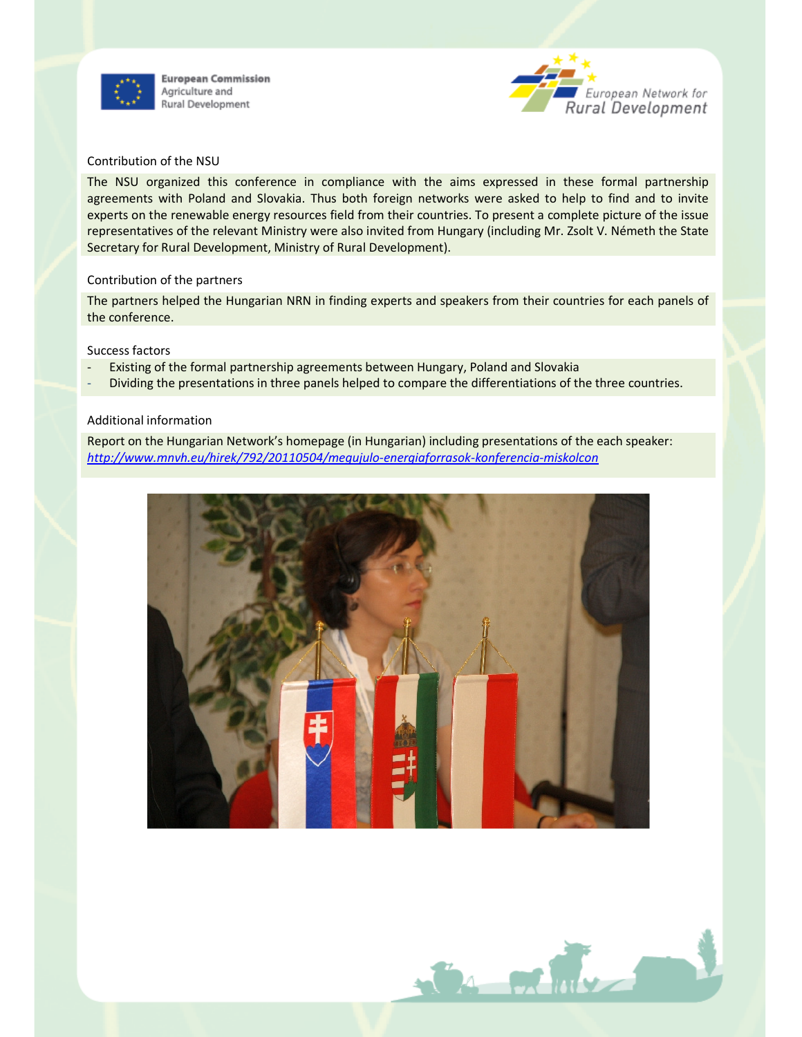Contribution of the NSU

The NSU organized this conference in compliance with the aims expressed in these formal partnership agreements with Poland and Slovakia. Thus both foreign networks were asked to help to find and to invite experts on the renewable energy resources field from their countries. To present a complete picture of the issue representatives of the relevant Ministry were also invited from Hungary (including Mr. Zsolt V. Németh the State Secretary for Rural Development, Ministry of Rural Development).

Contribution of the partners

The partners helped the Hungarian NRN in finding experts and speakers from their countries for each panels of the conference.

Success factors

- Existing of the formal partnership agreements between Hungary, Poland and Slovakia
- Dividing the presentations in three panels helped to compare the differentiations of the three countries.

Additional information

Report on the Hungarian Network's homepage (in Hungarian) including presentations of the each speaker: *http://www.mnvh.eu/hirek/792/20110504/megujulo-energiaforrasok-konferencia-miskolcon*